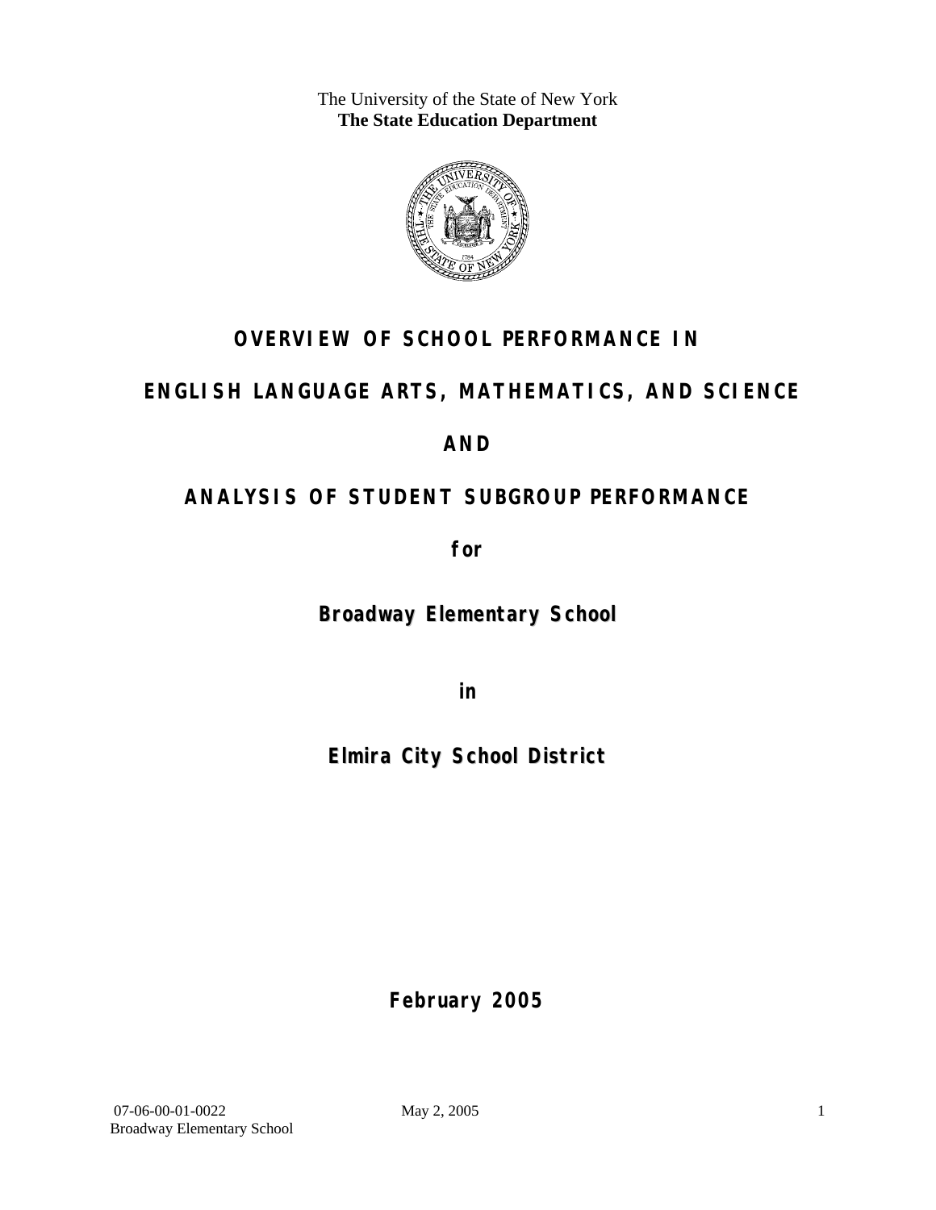The University of the State of New York
**The State Education Department**

# OVERVIEW OF SCHOOL PERFORMANCE IN

# ENGLISH LANGUAGE ARTS, MATHEMATICS, AND SCIENCE

# AND

# ANALYSIS OF STUDENT SUBGROUP PERFORMANCE

**for**

## Broadway Elementary School

**in**

## Elmira City School District

**February 2005**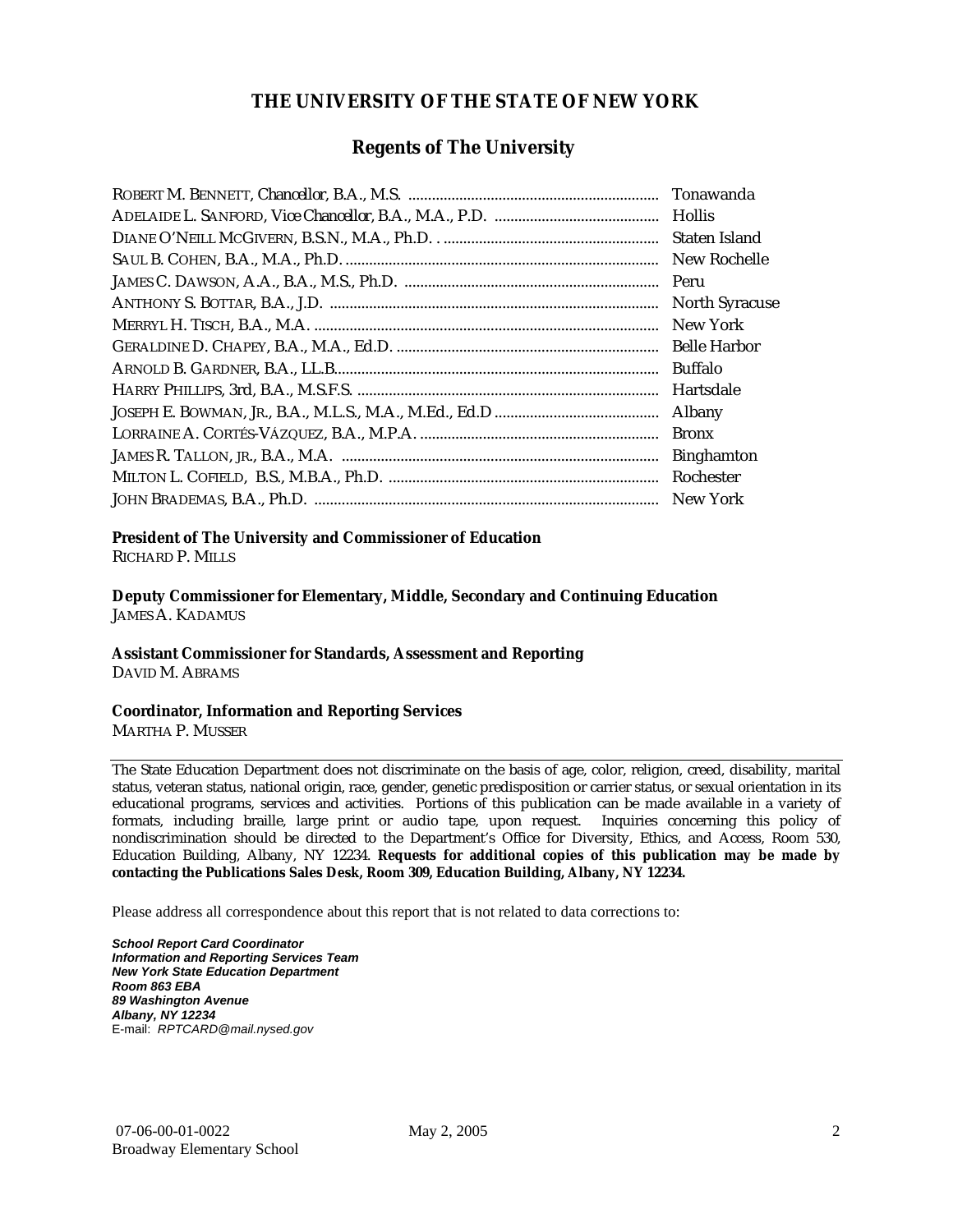## THE UNIVERSITY OF THE STATE OF NEW YORK

### Regents of The University

| | |
|---|---|
| ROBERT M. BENNETT, *Chancellor*, B.A., M.S. | Tonawanda |
| ADELAIDE L. SANFORD, *Vice Chancellor*, B.A., M.A., P.D. | Hollis |
| DIANE O'NEILL MCGIVERN, B.S.N., M.A., Ph.D. | Staten Island |
| SAUL B. COHEN, B.A., M.A., Ph.D. | New Rochelle |
| JAMES C. DAWSON, A.A., B.A., M.S., Ph.D. | Peru |
| ANTHONY S. BOTTAR, B.A., J.D. | North Syracuse |
| MERRYL H. TISCH, B.A., M.A. | New York |
| GERALDINE D. CHAPEY, B.A., M.A., Ed.D. | Belle Harbor |
| ARNOLD B. GARDNER, B.A., LL.B. | Buffalo |
| HARRY PHILLIPS, 3rd, B.A., M.S.F.S. | Hartsdale |
| JOSEPH E. BOWMAN, JR., B.A., M.L.S., M.A., M.Ed., Ed.D | Albany |
| LORRAINE A. CORTÉS-VÁZQUEZ, B.A., M.P.A. | Bronx |
| JAMES R. TALLON, JR., B.A., M.A. | Binghamton |
| MILTON L. COFIELD, B.S., M.B.A., Ph.D. | Rochester |
| JOHN BRADEMAS, B.A., Ph.D. | New York |

**President of The University and Commissioner of Education**
RICHARD P. MILLS

**Deputy Commissioner for Elementary, Middle, Secondary and Continuing Education**
JAMES A. KADAMUS

**Assistant Commissioner for Standards, Assessment and Reporting**
DAVID M. ABRAMS

**Coordinator, Information and Reporting Services**
MARTHA P. MUSSER

---

The State Education Department does not discriminate on the basis of age, color, religion, creed, disability, marital status, veteran status, national origin, race, gender, genetic predisposition or carrier status, or sexual orientation in its educational programs, services and activities. Portions of this publication can be made available in a variety of formats, including braille, large print or audio tape, upon request. Inquiries concerning this policy of nondiscrimination should be directed to the Department's Office for Diversity, Ethics, and Access, Room 530, Education Building, Albany, NY 12234. **Requests for additional copies of this publication may be made by contacting the Publications Sales Desk, Room 309, Education Building, Albany, NY 12234.**

Please address all correspondence about this report that is not related to data corrections to:

***School Report Card Coordinator***
***Information and Reporting Services Team***
***New York State Education Department***
***Room 863 EBA***
***89 Washington Avenue***
***Albany, NY 12234***
E-mail: *RPTCARD@mail.nysed.gov*

07-06-00-01-0022 May 2, 2005
Broadway Elementary School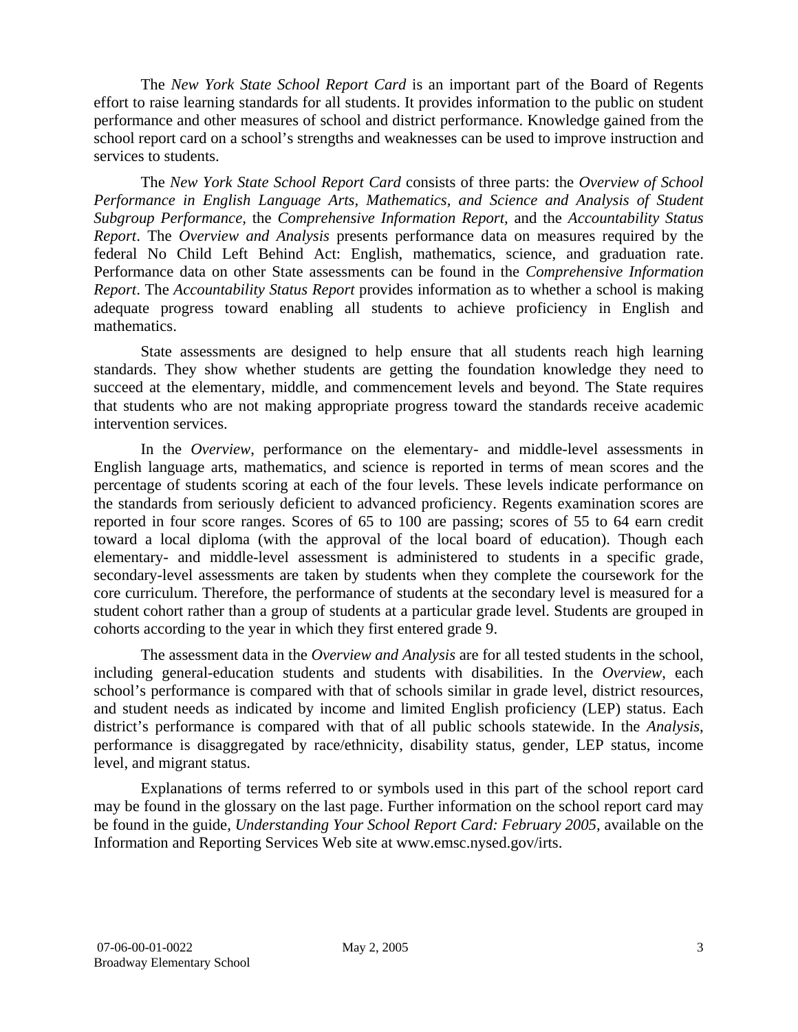The *New York State School Report Card* is an important part of the Board of Regents effort to raise learning standards for all students. It provides information to the public on student performance and other measures of school and district performance. Knowledge gained from the school report card on a school's strengths and weaknesses can be used to improve instruction and services to students.

The *New York State School Report Card* consists of three parts: the *Overview of School Performance in English Language Arts, Mathematics, and Science and Analysis of Student Subgroup Performance,* the *Comprehensive Information Report,* and the *Accountability Status Report*. The *Overview and Analysis* presents performance data on measures required by the federal No Child Left Behind Act: English, mathematics, science, and graduation rate. Performance data on other State assessments can be found in the *Comprehensive Information Report*. The *Accountability Status Report* provides information as to whether a school is making adequate progress toward enabling all students to achieve proficiency in English and mathematics.

State assessments are designed to help ensure that all students reach high learning standards. They show whether students are getting the foundation knowledge they need to succeed at the elementary, middle, and commencement levels and beyond. The State requires that students who are not making appropriate progress toward the standards receive academic intervention services.

In the *Overview*, performance on the elementary- and middle-level assessments in English language arts, mathematics, and science is reported in terms of mean scores and the percentage of students scoring at each of the four levels. These levels indicate performance on the standards from seriously deficient to advanced proficiency. Regents examination scores are reported in four score ranges. Scores of 65 to 100 are passing; scores of 55 to 64 earn credit toward a local diploma (with the approval of the local board of education). Though each elementary- and middle-level assessment is administered to students in a specific grade, secondary-level assessments are taken by students when they complete the coursework for the core curriculum. Therefore, the performance of students at the secondary level is measured for a student cohort rather than a group of students at a particular grade level. Students are grouped in cohorts according to the year in which they first entered grade 9.

The assessment data in the *Overview and Analysis* are for all tested students in the school, including general-education students and students with disabilities. In the *Overview*, each school's performance is compared with that of schools similar in grade level, district resources, and student needs as indicated by income and limited English proficiency (LEP) status. Each district's performance is compared with that of all public schools statewide. In the *Analysis*, performance is disaggregated by race/ethnicity, disability status, gender, LEP status, income level, and migrant status.

Explanations of terms referred to or symbols used in this part of the school report card may be found in the glossary on the last page. Further information on the school report card may be found in the guide, *Understanding Your School Report Card: February 2005*, available on the Information and Reporting Services Web site at www.emsc.nysed.gov/irts.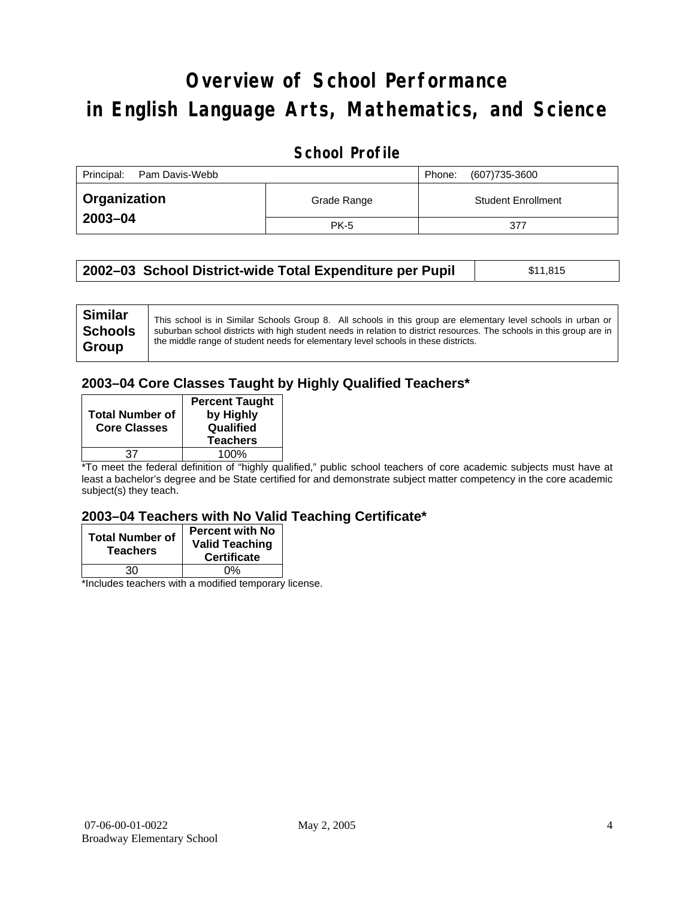# Overview of School Performance in English Language Arts, Mathematics, and Science

## School Profile

| Principal: Pam Davis-Webb | | Phone: (607)735-3600 |
| --- | --- | --- |
| **Organization 2003–04** | Grade Range | Student Enrollment |
| | PK-5 | 377 |

| | |
| --- | --- |
| **2002–03 School District-wide Total Expenditure per Pupil** | $11,815 |

| | |
| --- | --- |
| **Similar Schools Group** | This school is in Similar Schools Group 8. All schools in this group are elementary level schools in urban or suburban school districts with high student needs in relation to district resources. The schools in this group are in the middle range of student needs for elementary level schools in these districts. |

### 2003–04 Core Classes Taught by Highly Qualified Teachers*

| Total Number of Core Classes | Percent Taught by Highly Qualified Teachers |
| --- | --- |
| 37 | 100% |

*To meet the federal definition of "highly qualified," public school teachers of core academic subjects must have at least a bachelor's degree and be State certified for and demonstrate subject matter competency in the core academic subject(s) they teach.

### 2003–04 Teachers with No Valid Teaching Certificate*

| Total Number of Teachers | Percent with No Valid Teaching Certificate |
| --- | --- |
| 30 | 0% |

*Includes teachers with a modified temporary license.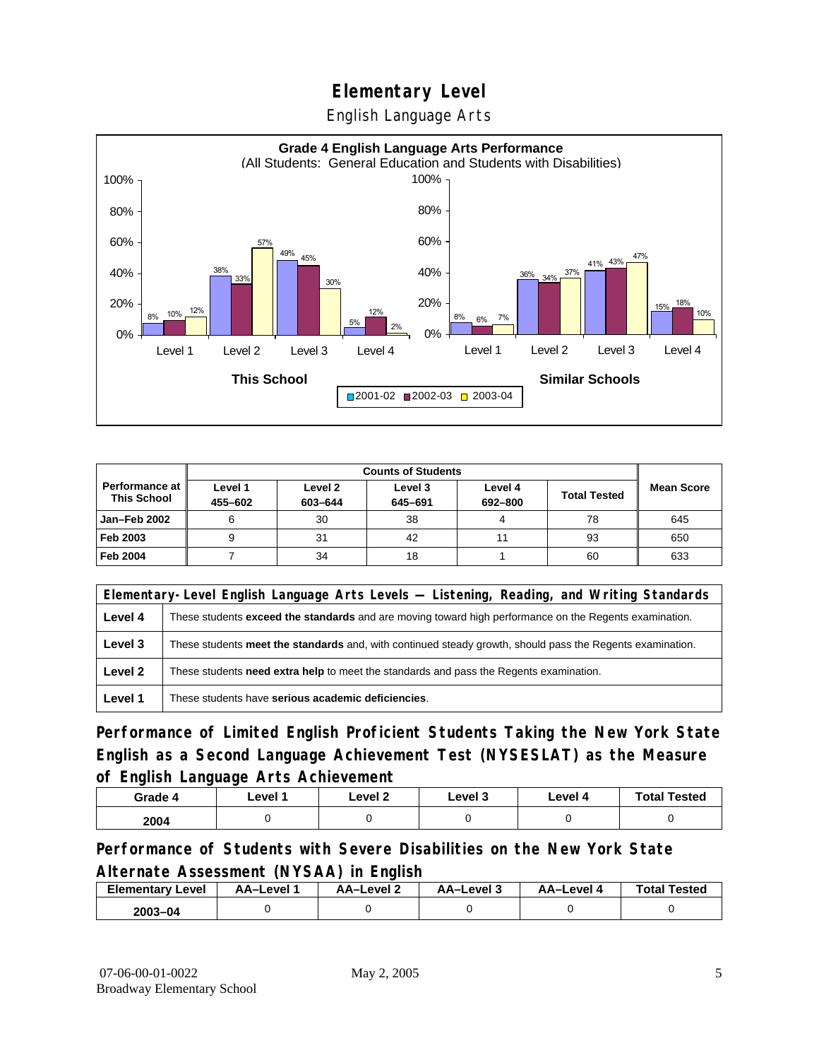# Elementary Level

English Language Arts

**Grade 4 English Language Arts Performance**
(All Students: General Education and Students with Disabilities)

100%
80%
60%
40%
20%
0%

8% 10% 12% 38% 33% 57% 49% 45% 30% 5% 12% 2%

Level 1 Level 2 Level 3 Level 4

**This School**

100%
80%
60%
40%
20%
0%

8% 6% 7% 36% 34% 37% 41% 43% 47% 15% 18% 10%

Level 1 Level 2 Level 3 Level 4

**Similar Schools**

2001-02 2002-03 2003-04

| Performance at This School | Counts of Students | | | | | Mean Score |
|---|---|---|---|---|---|---|
| | Level 1 455–602 | Level 2 603–644 | Level 3 645–691 | Level 4 692–800 | Total Tested | |
| Jan–Feb 2002 | 6 | 30 | 38 | 4 | 78 | 645 |
| Feb 2003 | 9 | 31 | 42 | 11 | 93 | 650 |
| Feb 2004 | 7 | 34 | 18 | 1 | 60 | 633 |

| Elementary-Level English Language Arts Levels — Listening, Reading, and Writing Standards | |
|---|---|
| Level 4 | These students **exceed the standards** and are moving toward high performance on the Regents examination. |
| Level 3 | These students **meet the standards** and, with continued steady growth, should pass the Regents examination. |
| Level 2 | These students **need extra help** to meet the standards and pass the Regents examination. |
| Level 1 | These students have **serious academic deficiencies**. |

## Performance of Limited English Proficient Students Taking the New York State English as a Second Language Achievement Test (NYSESLAT) as the Measure of English Language Arts Achievement

| Grade 4 | Level 1 | Level 2 | Level 3 | Level 4 | Total Tested |
|---|---|---|---|---|---|
| 2004 | 0 | 0 | 0 | 0 | 0 |

## Performance of Students with Severe Disabilities on the New York State Alternate Assessment (NYSAA) in English

| Elementary Level | AA–Level 1 | AA–Level 2 | AA–Level 3 | AA–Level 4 | Total Tested |
|---|---|---|---|---|---|
| 2003–04 | 0 | 0 | 0 | 0 | 0 |

07-06-00-01-0022 May 2, 2005
Broadway Elementary School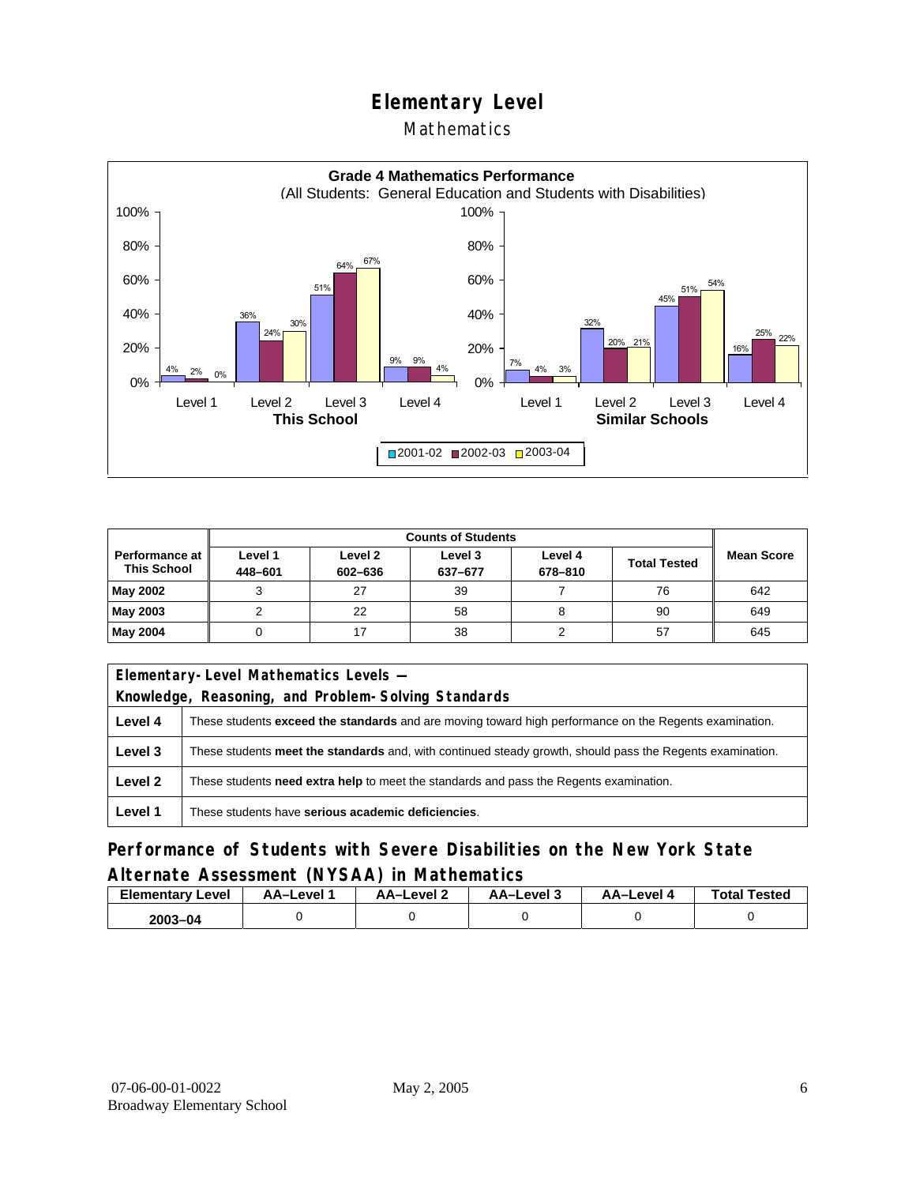# Elementary Level

## Mathematics

Grade 4 Mathematics Performance
(All Students: General Education and Students with Disabilities)

100%
80%
60%
40%
20%
0%

4% 2% 0%
36% 24% 30%
51% 64% 67%
9% 9% 4%

Level 1 Level 2 Level 3 Level 4
**This School**

7% 4% 3%
32% 20% 21%
45% 51% 54%
16% 25% 22%

Level 1 Level 2 Level 3 Level 4
**Similar Schools**

2001-02 2002-03 2003-04

| Performance at This School | Counts of Students | | | | | Mean Score |
|---|---|---|---|---|---|---|
| | Level 1 448–601 | Level 2 602–636 | Level 3 637–677 | Level 4 678–810 | Total Tested | |
| **May 2002** | 3 | 27 | 39 | 7 | 76 | 642 |
| **May 2003** | 2 | 22 | 58 | 8 | 90 | 649 |
| **May 2004** | 0 | 17 | 38 | 2 | 57 | 645 |

| Elementary-Level Mathematics Levels — Knowledge, Reasoning, and Problem-Solving Standards | |
|---|---|
| **Level 4** | These students **exceed the standards** and are moving toward high performance on the Regents examination. |
| **Level 3** | These students **meet the standards** and, with continued steady growth, should pass the Regents examination. |
| **Level 2** | These students **need extra help** to meet the standards and pass the Regents examination. |
| **Level 1** | These students have **serious academic deficiencies**. |

## Performance of Students with Severe Disabilities on the New York State Alternate Assessment (NYSAA) in Mathematics

| Elementary Level | AA–Level 1 | AA–Level 2 | AA–Level 3 | AA–Level 4 | Total Tested |
|---|---|---|---|---|---|
| **2003–04** | 0 | 0 | 0 | 0 | 0 |

07-06-00-01-0022
Broadway Elementary School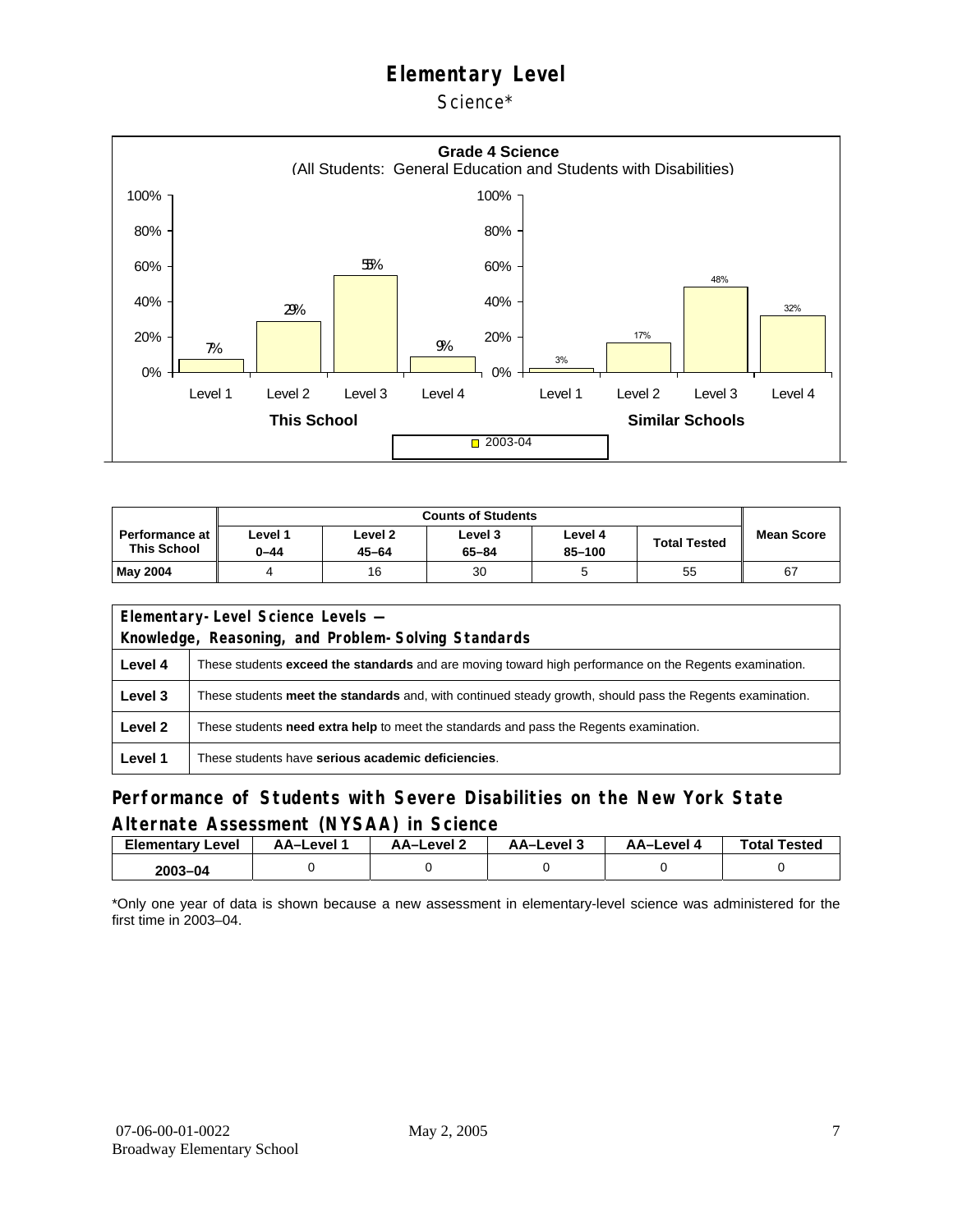# Elementary Level

Science*

Grade 4 Science
(All Students: General Education and Students with Disabilities)

100%
80%
60%
40%
20%
0%

7%
29%
55%
9%

Level 1
Level 2
Level 3
Level 4

This School

3%
17%
48%
32%

Level 1
Level 2
Level 3
Level 4

Similar Schools

2003-04

| Performance at This School | Counts of Students | | | | | Mean Score |
|---|---|---|---|---|---|---|
| | Level 1 0–44 | Level 2 45–64 | Level 3 65–84 | Level 4 85–100 | Total Tested | |
| May 2004 | 4 | 16 | 30 | 5 | 55 | 67 |

| Elementary-Level Science Levels — Knowledge, Reasoning, and Problem-Solving Standards | |
|---|---|
| Level 4 | These students **exceed the standards** and are moving toward high performance on the Regents examination. |
| Level 3 | These students **meet the standards** and, with continued steady growth, should pass the Regents examination. |
| Level 2 | These students **need extra help** to meet the standards and pass the Regents examination. |
| Level 1 | These students have **serious academic deficiencies**. |

## Performance of Students with Severe Disabilities on the New York State Alternate Assessment (NYSAA) in Science

| Elementary Level | AA–Level 1 | AA–Level 2 | AA–Level 3 | AA–Level 4 | Total Tested |
|---|---|---|---|---|---|
| 2003–04 | 0 | 0 | 0 | 0 | 0 |

*Only one year of data is shown because a new assessment in elementary-level science was administered for the first time in 2003–04.

07-06-00-01-0022
Broadway Elementary School

May 2, 2005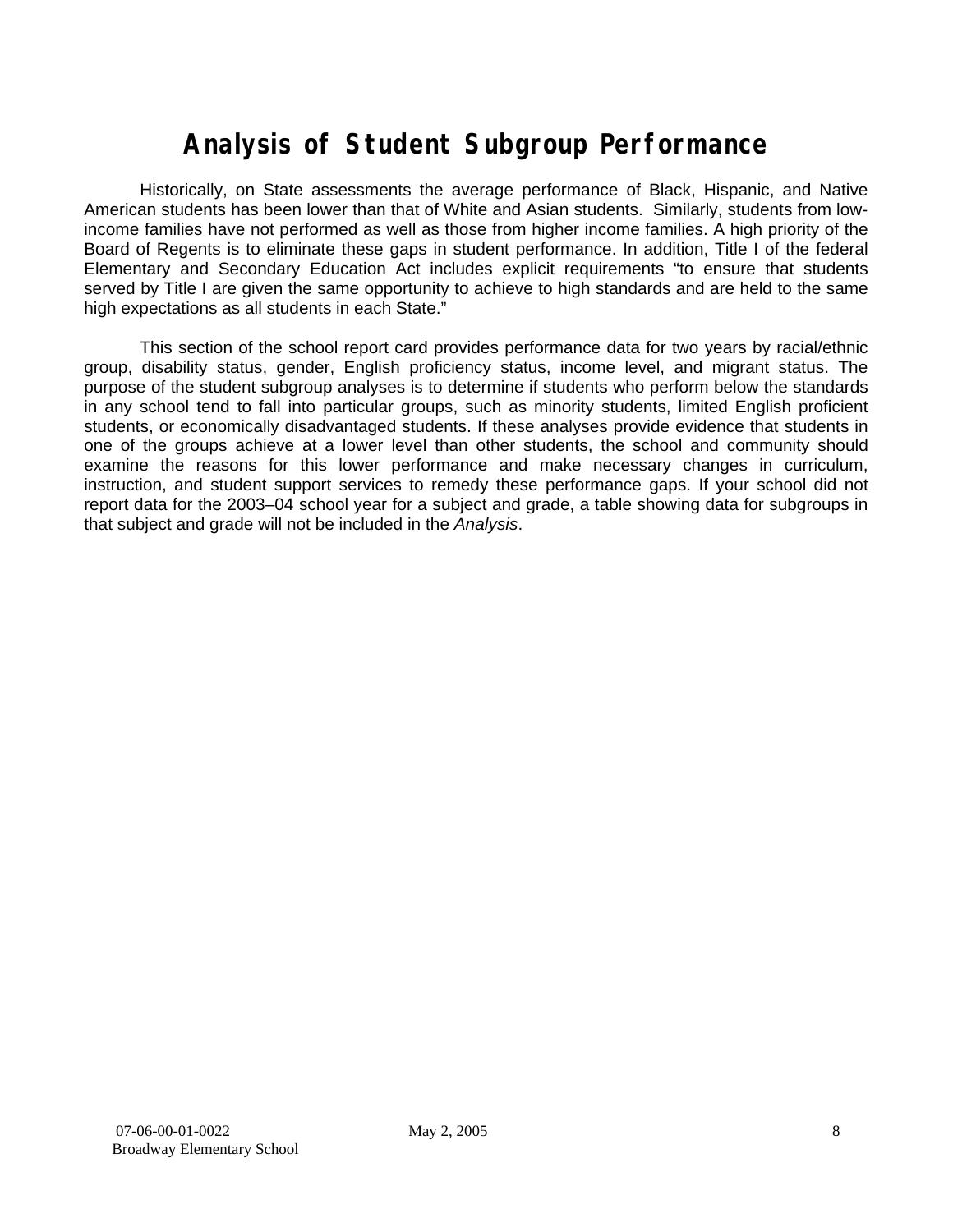# Analysis of Student Subgroup Performance

Historically, on State assessments the average performance of Black, Hispanic, and Native American students has been lower than that of White and Asian students. Similarly, students from low-income families have not performed as well as those from higher income families. A high priority of the Board of Regents is to eliminate these gaps in student performance. In addition, Title I of the federal Elementary and Secondary Education Act includes explicit requirements "to ensure that students served by Title I are given the same opportunity to achieve to high standards and are held to the same high expectations as all students in each State."

This section of the school report card provides performance data for two years by racial/ethnic group, disability status, gender, English proficiency status, income level, and migrant status. The purpose of the student subgroup analyses is to determine if students who perform below the standards in any school tend to fall into particular groups, such as minority students, limited English proficient students, or economically disadvantaged students. If these analyses provide evidence that students in one of the groups achieve at a lower level than other students, the school and community should examine the reasons for this lower performance and make necessary changes in curriculum, instruction, and student support services to remedy these performance gaps. If your school did not report data for the 2003–04 school year for a subject and grade, a table showing data for subgroups in that subject and grade will not be included in the *Analysis*.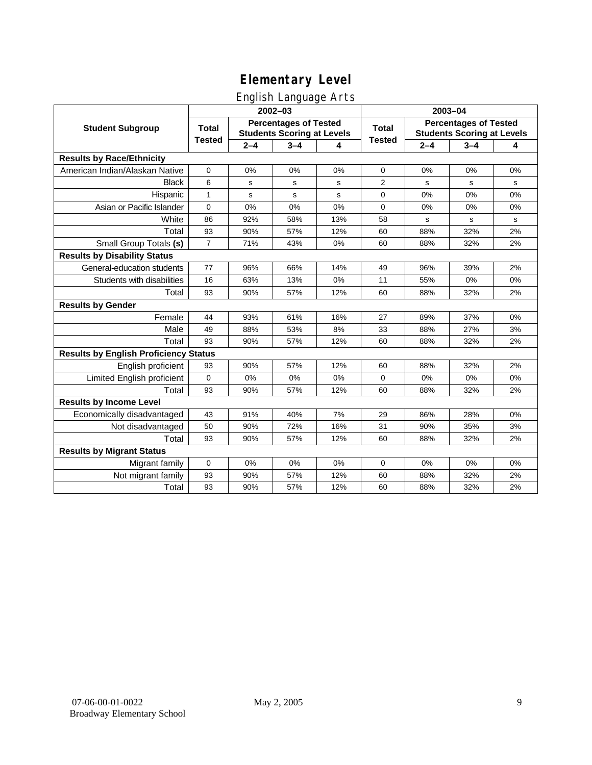# Elementary Level

## English Language Arts

| Student Subgroup | 2002–03 | | | | 2003–04 | | | |
|---|---|---|---|---|---|---|---|---|
| | Total Tested | Percentages of Tested Students Scoring at Levels | | | Total Tested | Percentages of Tested Students Scoring at Levels | | |
| | | 2–4 | 3–4 | 4 | | 2–4 | 3–4 | 4 |
| **Results by Race/Ethnicity** | | | | | | | | |
| American Indian/Alaskan Native | 0 | 0% | 0% | 0% | 0 | 0% | 0% | 0% |
| Black | 6 | s | s | s | 2 | s | s | s |
| Hispanic | 1 | s | s | s | 0 | 0% | 0% | 0% |
| Asian or Pacific Islander | 0 | 0% | 0% | 0% | 0 | 0% | 0% | 0% |
| White | 86 | 92% | 58% | 13% | 58 | s | s | s |
| Total | 93 | 90% | 57% | 12% | 60 | 88% | 32% | 2% |
| Small Group Totals **(s)** | 7 | 71% | 43% | 0% | 60 | 88% | 32% | 2% |
| **Results by Disability Status** | | | | | | | | |
| General-education students | 77 | 96% | 66% | 14% | 49 | 96% | 39% | 2% |
| Students with disabilities | 16 | 63% | 13% | 0% | 11 | 55% | 0% | 0% |
| Total | 93 | 90% | 57% | 12% | 60 | 88% | 32% | 2% |
| **Results by Gender** | | | | | | | | |
| Female | 44 | 93% | 61% | 16% | 27 | 89% | 37% | 0% |
| Male | 49 | 88% | 53% | 8% | 33 | 88% | 27% | 3% |
| Total | 93 | 90% | 57% | 12% | 60 | 88% | 32% | 2% |
| **Results by English Proficiency Status** | | | | | | | | |
| English proficient | 93 | 90% | 57% | 12% | 60 | 88% | 32% | 2% |
| Limited English proficient | 0 | 0% | 0% | 0% | 0 | 0% | 0% | 0% |
| Total | 93 | 90% | 57% | 12% | 60 | 88% | 32% | 2% |
| **Results by Income Level** | | | | | | | | |
| Economically disadvantaged | 43 | 91% | 40% | 7% | 29 | 86% | 28% | 0% |
| Not disadvantaged | 50 | 90% | 72% | 16% | 31 | 90% | 35% | 3% |
| Total | 93 | 90% | 57% | 12% | 60 | 88% | 32% | 2% |
| **Results by Migrant Status** | | | | | | | | |
| Migrant family | 0 | 0% | 0% | 0% | 0 | 0% | 0% | 0% |
| Not migrant family | 93 | 90% | 57% | 12% | 60 | 88% | 32% | 2% |
| Total | 93 | 90% | 57% | 12% | 60 | 88% | 32% | 2% |

07-06-00-01-0022
Broadway Elementary School

May 2, 2005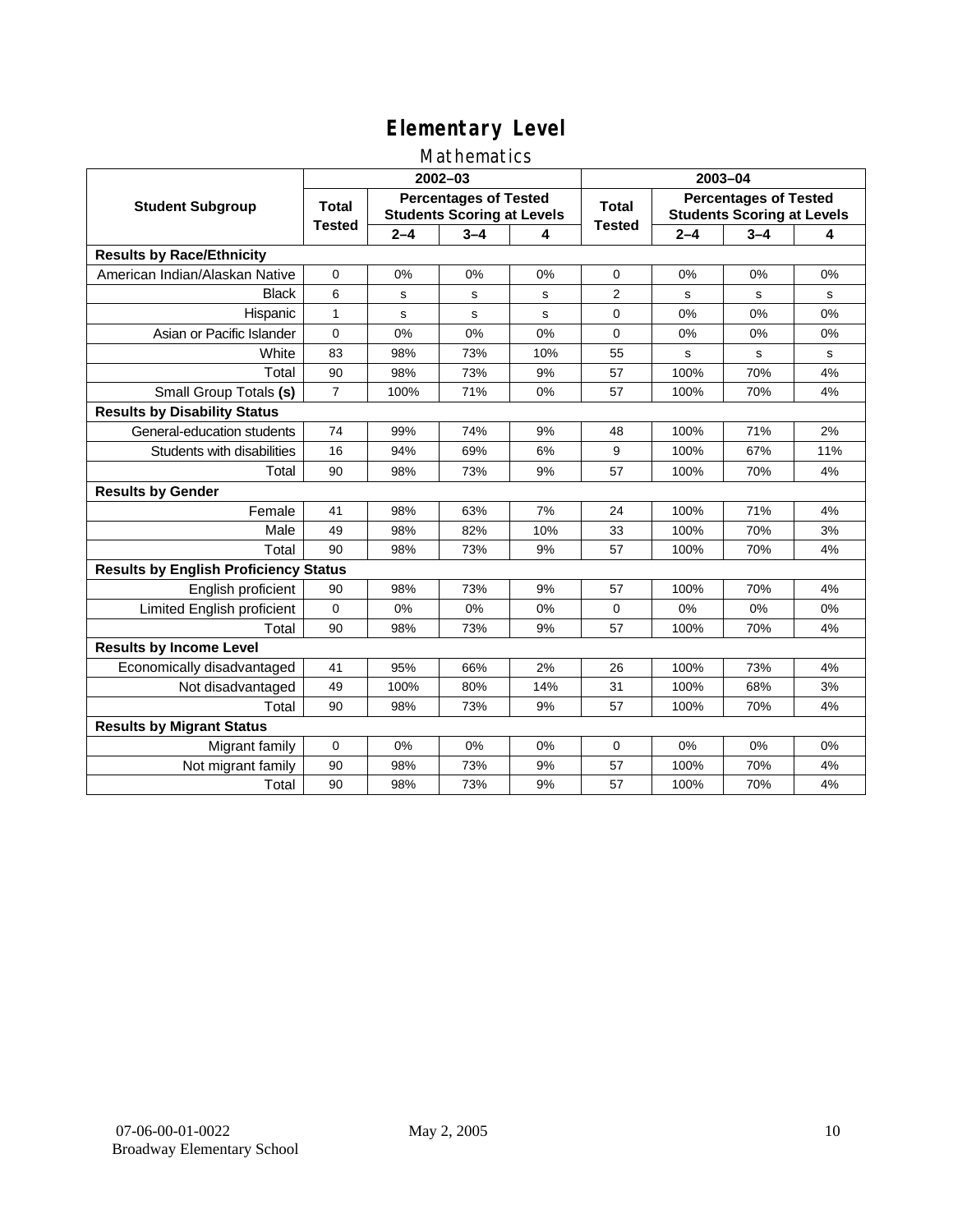# Elementary Level

## Mathematics

| Student Subgroup | 2002–03 | | | | 2003–04 | | | |
|---|---|---|---|---|---|---|---|---|
| | Total Tested | Percentages of Tested Students Scoring at Levels | | | Total Tested | Percentages of Tested Students Scoring at Levels | | |
| | | 2–4 | 3–4 | 4 | | 2–4 | 3–4 | 4 |
| **Results by Race/Ethnicity** | | | | | | | | |
| American Indian/Alaskan Native | 0 | 0% | 0% | 0% | 0 | 0% | 0% | 0% |
| Black | 6 | s | s | s | 2 | s | s | s |
| Hispanic | 1 | s | s | s | 0 | 0% | 0% | 0% |
| Asian or Pacific Islander | 0 | 0% | 0% | 0% | 0 | 0% | 0% | 0% |
| White | 83 | 98% | 73% | 10% | 55 | s | s | s |
| Total | 90 | 98% | 73% | 9% | 57 | 100% | 70% | 4% |
| Small Group Totals **(s)** | 7 | 100% | 71% | 0% | 57 | 100% | 70% | 4% |
| **Results by Disability Status** | | | | | | | | |
| General-education students | 74 | 99% | 74% | 9% | 48 | 100% | 71% | 2% |
| Students with disabilities | 16 | 94% | 69% | 6% | 9 | 100% | 67% | 11% |
| Total | 90 | 98% | 73% | 9% | 57 | 100% | 70% | 4% |
| **Results by Gender** | | | | | | | | |
| Female | 41 | 98% | 63% | 7% | 24 | 100% | 71% | 4% |
| Male | 49 | 98% | 82% | 10% | 33 | 100% | 70% | 3% |
| Total | 90 | 98% | 73% | 9% | 57 | 100% | 70% | 4% |
| **Results by English Proficiency Status** | | | | | | | | |
| English proficient | 90 | 98% | 73% | 9% | 57 | 100% | 70% | 4% |
| Limited English proficient | 0 | 0% | 0% | 0% | 0 | 0% | 0% | 0% |
| Total | 90 | 98% | 73% | 9% | 57 | 100% | 70% | 4% |
| **Results by Income Level** | | | | | | | | |
| Economically disadvantaged | 41 | 95% | 66% | 2% | 26 | 100% | 73% | 4% |
| Not disadvantaged | 49 | 100% | 80% | 14% | 31 | 100% | 68% | 3% |
| Total | 90 | 98% | 73% | 9% | 57 | 100% | 70% | 4% |
| **Results by Migrant Status** | | | | | | | | |
| Migrant family | 0 | 0% | 0% | 0% | 0 | 0% | 0% | 0% |
| Not migrant family | 90 | 98% | 73% | 9% | 57 | 100% | 70% | 4% |
| Total | 90 | 98% | 73% | 9% | 57 | 100% | 70% | 4% |

07-06-00-01-0022 May 2, 2005
Broadway Elementary School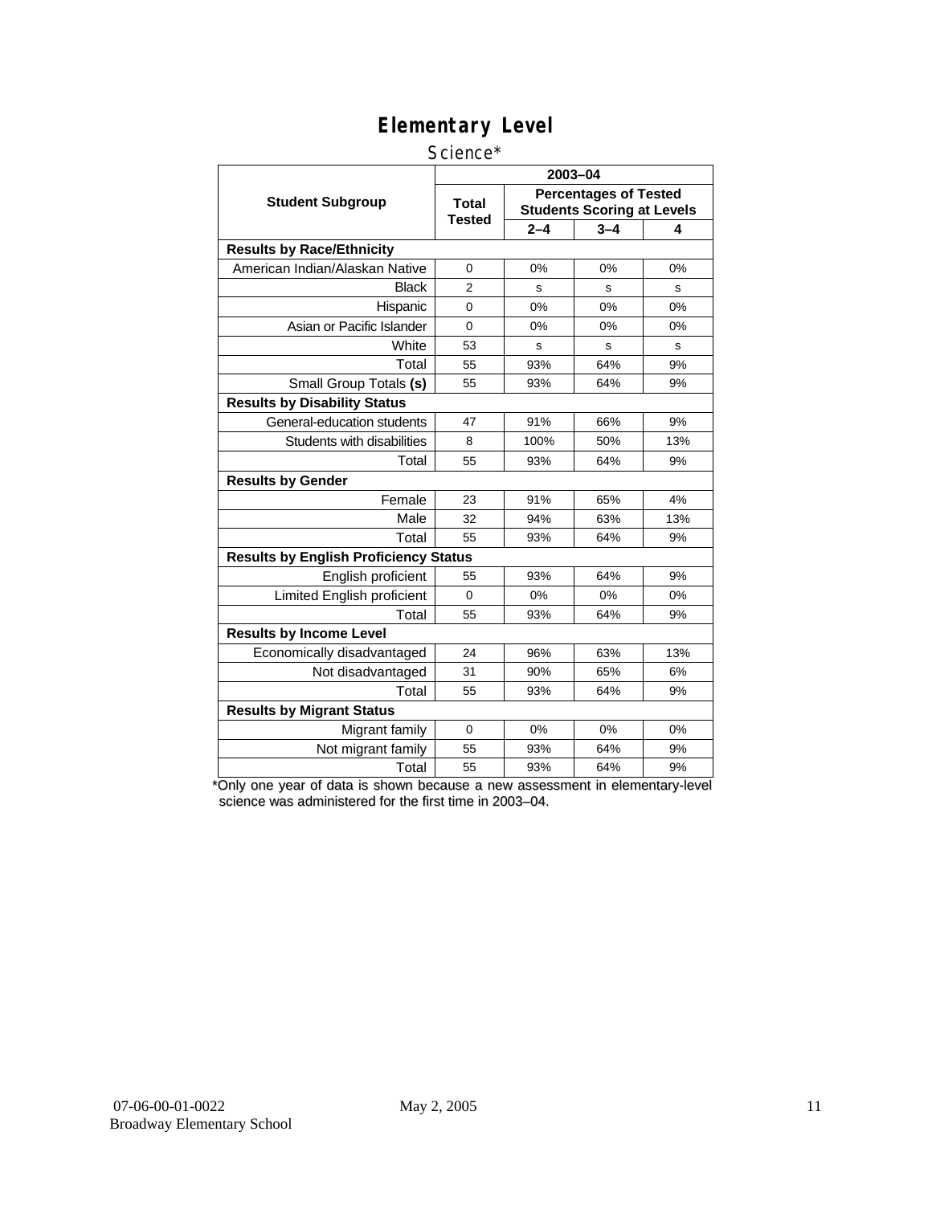# Elementary Level

Science*

| Student Subgroup | 2003–04 | | | |
|---|---|---|---|---|
| | Total Tested | Percentages of Tested Students Scoring at Levels | | |
| | | 2–4 | 3–4 | 4 |
| **Results by Race/Ethnicity** | | | | |
| American Indian/Alaskan Native | 0 | 0% | 0% | 0% |
| Black | 2 | s | s | s |
| Hispanic | 0 | 0% | 0% | 0% |
| Asian or Pacific Islander | 0 | 0% | 0% | 0% |
| White | 53 | s | s | s |
| Total | 55 | 93% | 64% | 9% |
| Small Group Totals **(s)** | 55 | 93% | 64% | 9% |
| **Results by Disability Status** | | | | |
| General-education students | 47 | 91% | 66% | 9% |
| Students with disabilities | 8 | 100% | 50% | 13% |
| Total | 55 | 93% | 64% | 9% |
| **Results by Gender** | | | | |
| Female | 23 | 91% | 65% | 4% |
| Male | 32 | 94% | 63% | 13% |
| Total | 55 | 93% | 64% | 9% |
| **Results by English Proficiency Status** | | | | |
| English proficient | 55 | 93% | 64% | 9% |
| Limited English proficient | 0 | 0% | 0% | 0% |
| Total | 55 | 93% | 64% | 9% |
| **Results by Income Level** | | | | |
| Economically disadvantaged | 24 | 96% | 63% | 13% |
| Not disadvantaged | 31 | 90% | 65% | 6% |
| Total | 55 | 93% | 64% | 9% |
| **Results by Migrant Status** | | | | |
| Migrant family | 0 | 0% | 0% | 0% |
| Not migrant family | 55 | 93% | 64% | 9% |
| Total | 55 | 93% | 64% | 9% |

*Only one year of data is shown because a new assessment in elementary-level science was administered for the first time in 2003–04.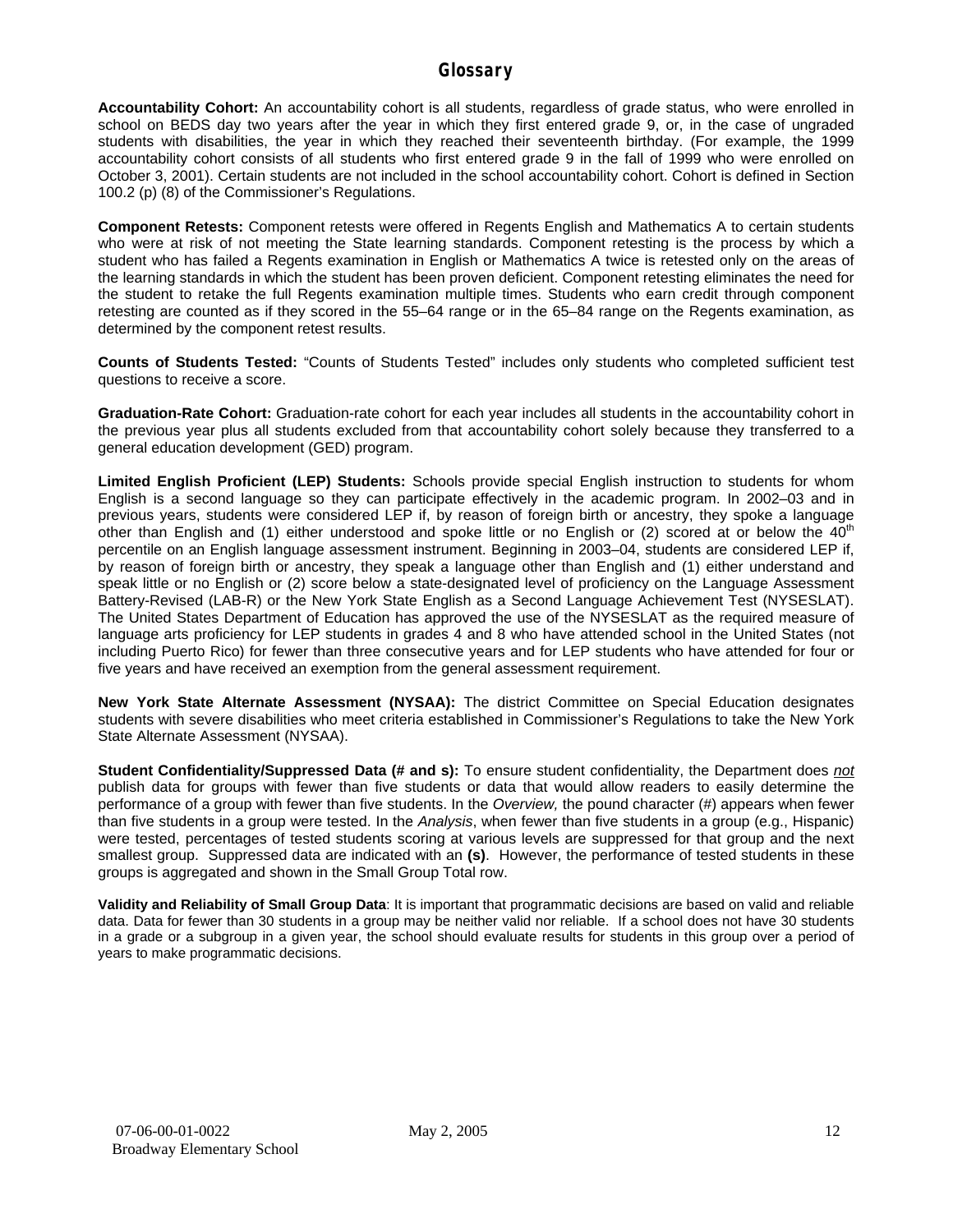# Glossary

**Accountability Cohort:** An accountability cohort is all students, regardless of grade status, who were enrolled in school on BEDS day two years after the year in which they first entered grade 9, or, in the case of ungraded students with disabilities, the year in which they reached their seventeenth birthday. (For example, the 1999 accountability cohort consists of all students who first entered grade 9 in the fall of 1999 who were enrolled on October 3, 2001). Certain students are not included in the school accountability cohort. Cohort is defined in Section 100.2 (p) (8) of the Commissioner's Regulations.

**Component Retests:** Component retests were offered in Regents English and Mathematics A to certain students who were at risk of not meeting the State learning standards. Component retesting is the process by which a student who has failed a Regents examination in English or Mathematics A twice is retested only on the areas of the learning standards in which the student has been proven deficient. Component retesting eliminates the need for the student to retake the full Regents examination multiple times. Students who earn credit through component retesting are counted as if they scored in the 55–64 range or in the 65–84 range on the Regents examination, as determined by the component retest results.

**Counts of Students Tested:** "Counts of Students Tested" includes only students who completed sufficient test questions to receive a score.

**Graduation-Rate Cohort:** Graduation-rate cohort for each year includes all students in the accountability cohort in the previous year plus all students excluded from that accountability cohort solely because they transferred to a general education development (GED) program.

**Limited English Proficient (LEP) Students:** Schools provide special English instruction to students for whom English is a second language so they can participate effectively in the academic program. In 2002–03 and in previous years, students were considered LEP if, by reason of foreign birth or ancestry, they spoke a language other than English and (1) either understood and spoke little or no English or (2) scored at or below the 40th percentile on an English language assessment instrument. Beginning in 2003–04, students are considered LEP if, by reason of foreign birth or ancestry, they speak a language other than English and (1) either understand and speak little or no English or (2) score below a state-designated level of proficiency on the Language Assessment Battery-Revised (LAB-R) or the New York State English as a Second Language Achievement Test (NYSESLAT). The United States Department of Education has approved the use of the NYSESLAT as the required measure of language arts proficiency for LEP students in grades 4 and 8 who have attended school in the United States (not including Puerto Rico) for fewer than three consecutive years and for LEP students who have attended for four or five years and have received an exemption from the general assessment requirement.

**New York State Alternate Assessment (NYSAA):** The district Committee on Special Education designates students with severe disabilities who meet criteria established in Commissioner's Regulations to take the New York State Alternate Assessment (NYSAA).

**Student Confidentiality/Suppressed Data (# and s):** To ensure student confidentiality, the Department does *not* publish data for groups with fewer than five students or data that would allow readers to easily determine the performance of a group with fewer than five students. In the *Overview,* the pound character (#) appears when fewer than five students in a group were tested. In the *Analysis*, when fewer than five students in a group (e.g., Hispanic) were tested, percentages of tested students scoring at various levels are suppressed for that group and the next smallest group. Suppressed data are indicated with an **(s)**. However, the performance of tested students in these groups is aggregated and shown in the Small Group Total row.

**Validity and Reliability of Small Group Data**: It is important that programmatic decisions are based on valid and reliable data. Data for fewer than 30 students in a group may be neither valid nor reliable. If a school does not have 30 students in a grade or a subgroup in a given year, the school should evaluate results for students in this group over a period of years to make programmatic decisions.